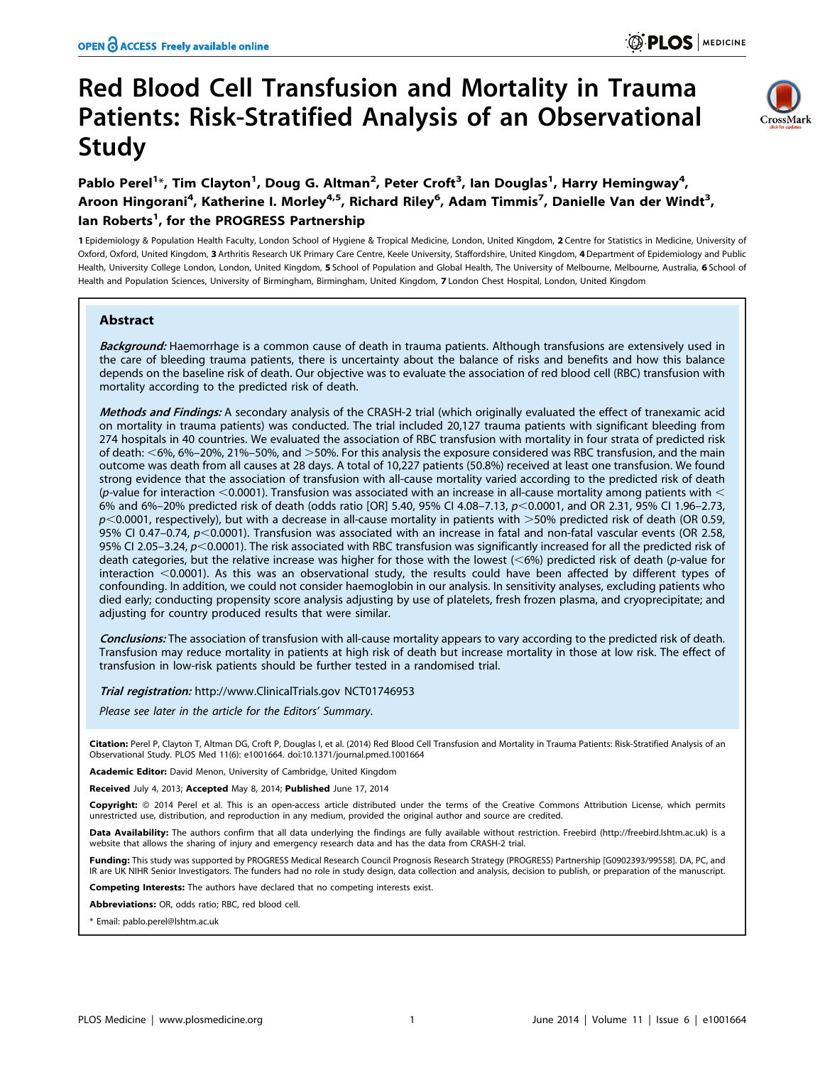# Red Blood Cell Transfusion and Mortality in Trauma Patients: Risk-Stratified Analysis of an Observational Study

**Pablo Perel[1]*, Tim Clayton[1], Doug G. Altman[2], Peter Croft[3], Ian Douglas[1], Harry Hemingway[4], Aroon Hingorani[4], Katherine I. Morley[4,5], Richard Riley[6], Adam Timmis[7], Danielle Van der Windt[3], Ian Roberts[1], for the PROGRESS Partnership**

1 Epidemiology & Population Health Faculty, London School of Hygiene & Tropical Medicine, London, United Kingdom, 2 Centre for Statistics in Medicine, University of Oxford, Oxford, United Kingdom, 3 Arthritis Research UK Primary Care Centre, Keele University, Staffordshire, United Kingdom, 4 Department of Epidemiology and Public Health, University College London, London, United Kingdom, 5 School of Population and Global Health, The University of Melbourne, Melbourne, Australia, 6 School of Health and Population Sciences, University of Birmingham, Birmingham, United Kingdom, 7 London Chest Hospital, London, United Kingdom

## Abstract

***Background:*** Haemorrhage is a common cause of death in trauma patients. Although transfusions are extensively used in the care of bleeding trauma patients, there is uncertainty about the balance of risks and benefits and how this balance depends on the baseline risk of death. Our objective was to evaluate the association of red blood cell (RBC) transfusion with mortality according to the predicted risk of death.

***Methods and Findings:*** A secondary analysis of the CRASH-2 trial (which originally evaluated the effect of tranexamic acid on mortality in trauma patients) was conducted. The trial included 20,127 trauma patients with significant bleeding from 274 hospitals in 40 countries. We evaluated the association of RBC transfusion with mortality in four strata of predicted risk of death: <6%, 6%–20%, 21%–50%, and >50%. For this analysis the exposure considered was RBC transfusion, and the main outcome was death from all causes at 28 days. A total of 10,227 patients (50.8%) received at least one transfusion. We found strong evidence that the association of transfusion with all-cause mortality varied according to the predicted risk of death ($p$-value for interaction <0.0001). Transfusion was associated with an increase in all-cause mortality among patients with < 6% and 6%–20% predicted risk of death (odds ratio [OR] 5.40, 95% CI 4.08–7.13, $p<0.0001$, and OR 2.31, 95% CI 1.96–2.73, $p<0.0001$, respectively), but with a decrease in all-cause mortality in patients with >50% predicted risk of death (OR 0.59, 95% CI 0.47–0.74, $p<0.0001$). Transfusion was associated with an increase in fatal and non-fatal vascular events (OR 2.58, 95% CI 2.05–3.24, $p<0.0001$). The risk associated with RBC transfusion was significantly increased for all the predicted risk of death categories, but the relative increase was higher for those with the lowest (<6%) predicted risk of death ($p$-value for interaction <0.0001). As this was an observational study, the results could have been affected by different types of confounding. In addition, we could not consider haemoglobin in our analysis. In sensitivity analyses, excluding patients who died early; conducting propensity score analysis adjusting by use of platelets, fresh frozen plasma, and cryoprecipitate; and adjusting for country produced results that were similar.

***Conclusions:*** The association of transfusion with all-cause mortality appears to vary according to the predicted risk of death. Transfusion may reduce mortality in patients at high risk of death but increase mortality in those at low risk. The effect of transfusion in low-risk patients should be further tested in a randomised trial.

***Trial registration:*** http://www.ClinicalTrials.gov NCT01746953

*Please see later in the article for the Editors' Summary.*

**Citation:** Perel P, Clayton T, Altman DG, Croft P, Douglas I, et al. (2014) Red Blood Cell Transfusion and Mortality in Trauma Patients: Risk-Stratified Analysis of an Observational Study. PLOS Med 11(6): e1001664. doi:10.1371/journal.pmed.1001664

**Academic Editor:** David Menon, University of Cambridge, United Kingdom

**Received** July 4, 2013; **Accepted** May 8, 2014; **Published** June 17, 2014

**Copyright:** © 2014 Perel et al. This is an open-access article distributed under the terms of the Creative Commons Attribution License, which permits unrestricted use, distribution, and reproduction in any medium, provided the original author and source are credited.

**Data Availability:** The authors confirm that all data underlying the findings are fully available without restriction. Freebird (http://freebird.lshtm.ac.uk) is a website that allows the sharing of injury and emergency research data and has the data from CRASH-2 trial.

**Funding:** This study was supported by PROGRESS Medical Research Council Prognosis Research Strategy (PROGRESS) Partnership [G0902393/99558]. DA, PC, and IR are UK NIHR Senior Investigators. The funders had no role in study design, data collection and analysis, decision to publish, or preparation of the manuscript.

**Competing Interests:** The authors have declared that no competing interests exist.

**Abbreviations:** OR, odds ratio; RBC, red blood cell.

* Email: pablo.perel@lshtm.ac.uk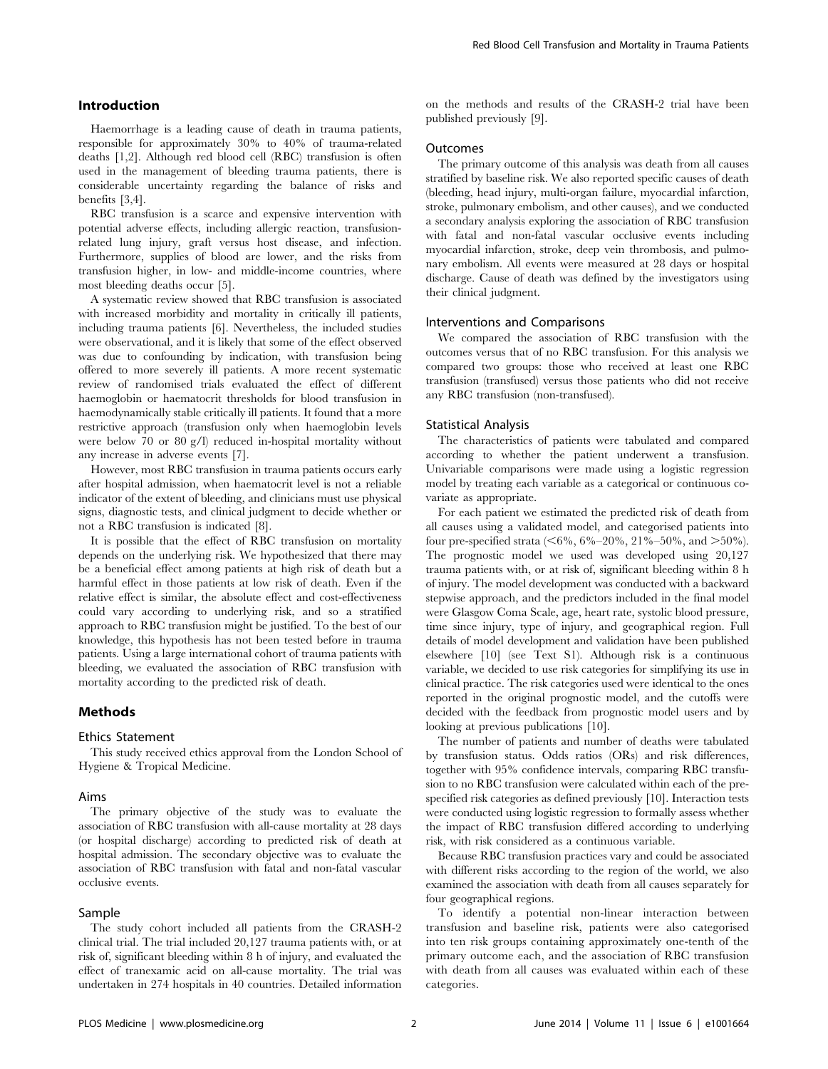## Introduction

Haemorrhage is a leading cause of death in trauma patients, responsible for approximately 30% to 40% of trauma-related deaths [1,2]. Although red blood cell (RBC) transfusion is often used in the management of bleeding trauma patients, there is considerable uncertainty regarding the balance of risks and benefits [3,4].

RBC transfusion is a scarce and expensive intervention with potential adverse effects, including allergic reaction, transfusion-related lung injury, graft versus host disease, and infection. Furthermore, supplies of blood are lower, and the risks from transfusion higher, in low- and middle-income countries, where most bleeding deaths occur [5].

A systematic review showed that RBC transfusion is associated with increased morbidity and mortality in critically ill patients, including trauma patients [6]. Nevertheless, the included studies were observational, and it is likely that some of the effect observed was due to confounding by indication, with transfusion being offered to more severely ill patients. A more recent systematic review of randomised trials evaluated the effect of different haemoglobin or haematocrit thresholds for blood transfusion in haemodynamically stable critically ill patients. It found that a more restrictive approach (transfusion only when haemoglobin levels were below 70 or 80 g/l) reduced in-hospital mortality without any increase in adverse events [7].

However, most RBC transfusion in trauma patients occurs early after hospital admission, when haematocrit level is not a reliable indicator of the extent of bleeding, and clinicians must use physical signs, diagnostic tests, and clinical judgment to decide whether or not a RBC transfusion is indicated [8].

It is possible that the effect of RBC transfusion on mortality depends on the underlying risk. We hypothesized that there may be a beneficial effect among patients at high risk of death but a harmful effect in those patients at low risk of death. Even if the relative effect is similar, the absolute effect and cost-effectiveness could vary according to underlying risk, and so a stratified approach to RBC transfusion might be justified. To the best of our knowledge, this hypothesis has not been tested before in trauma patients. Using a large international cohort of trauma patients with bleeding, we evaluated the association of RBC transfusion with mortality according to the predicted risk of death.

## Methods

### Ethics Statement

This study received ethics approval from the London School of Hygiene & Tropical Medicine.

### Aims

The primary objective of the study was to evaluate the association of RBC transfusion with all-cause mortality at 28 days (or hospital discharge) according to predicted risk of death at hospital admission. The secondary objective was to evaluate the association of RBC transfusion with fatal and non-fatal vascular occlusive events.

### Sample

The study cohort included all patients from the CRASH-2 clinical trial. The trial included 20,127 trauma patients with, or at risk of, significant bleeding within 8 h of injury, and evaluated the effect of tranexamic acid on all-cause mortality. The trial was undertaken in 274 hospitals in 40 countries. Detailed information on the methods and results of the CRASH-2 trial have been published previously [9].

### Outcomes

The primary outcome of this analysis was death from all causes stratified by baseline risk. We also reported specific causes of death (bleeding, head injury, multi-organ failure, myocardial infarction, stroke, pulmonary embolism, and other causes), and we conducted a secondary analysis exploring the association of RBC transfusion with fatal and non-fatal vascular occlusive events including myocardial infarction, stroke, deep vein thrombosis, and pulmonary embolism. All events were measured at 28 days or hospital discharge. Cause of death was defined by the investigators using their clinical judgment.

### Interventions and Comparisons

We compared the association of RBC transfusion with the outcomes versus that of no RBC transfusion. For this analysis we compared two groups: those who received at least one RBC transfusion (transfused) versus those patients who did not receive any RBC transfusion (non-transfused).

### Statistical Analysis

The characteristics of patients were tabulated and compared according to whether the patient underwent a transfusion. Univariable comparisons were made using a logistic regression model by treating each variable as a categorical or continuous covariate as appropriate.

For each patient we estimated the predicted risk of death from all causes using a validated model, and categorised patients into four pre-specified strata (<6%, 6%–20%, 21%–50%, and >50%). The prognostic model we used was developed using 20,127 trauma patients with, or at risk of, significant bleeding within 8 h of injury. The model development was conducted with a backward stepwise approach, and the predictors included in the final model were Glasgow Coma Scale, age, heart rate, systolic blood pressure, time since injury, type of injury, and geographical region. Full details of model development and validation have been published elsewhere [10] (see Text S1). Although risk is a continuous variable, we decided to use risk categories for simplifying its use in clinical practice. The risk categories used were identical to the ones reported in the original prognostic model, and the cutoffs were decided with the feedback from prognostic model users and by looking at previous publications [10].

The number of patients and number of deaths were tabulated by transfusion status. Odds ratios (ORs) and risk differences, together with 95% confidence intervals, comparing RBC transfusion to no RBC transfusion were calculated within each of the pre-specified risk categories as defined previously [10]. Interaction tests were conducted using logistic regression to formally assess whether the impact of RBC transfusion differed according to underlying risk, with risk considered as a continuous variable.

Because RBC transfusion practices vary and could be associated with different risks according to the region of the world, we also examined the association with death from all causes separately for four geographical regions.

To identify a potential non-linear interaction between transfusion and baseline risk, patients were also categorised into ten risk groups containing approximately one-tenth of the primary outcome each, and the association of RBC transfusion with death from all causes was evaluated within each of these categories.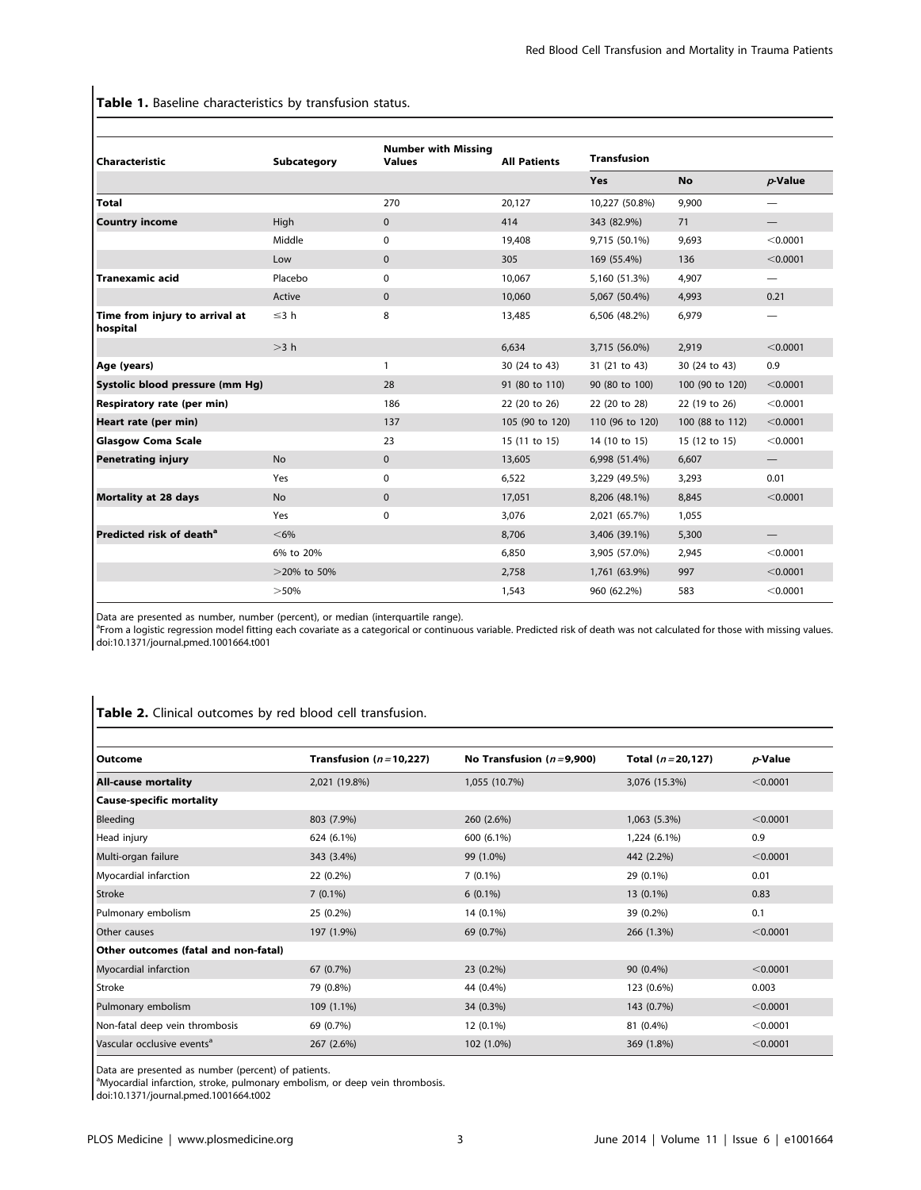**Table 1.** Baseline characteristics by transfusion status.

| Characteristic | Subcategory | Number with Missing Values | All Patients | Transfusion | | |
|---|---|---|---|---|---|---|
| | | | | Yes | No | *p*-Value |
| **Total** | | 270 | 20,127 | 10,227 (50.8%) | 9,900 | — |
| **Country income** | High | 0 | 414 | 343 (82.9%) | 71 | — |
| | Middle | 0 | 19,408 | 9,715 (50.1%) | 9,693 | <0.0001 |
| | Low | 0 | 305 | 169 (55.4%) | 136 | <0.0001 |
| **Tranexamic acid** | Placebo | 0 | 10,067 | 5,160 (51.3%) | 4,907 | — |
| | Active | 0 | 10,060 | 5,067 (50.4%) | 4,993 | 0.21 |
| **Time from injury to arrival at hospital** | ≤3 h | 8 | 13,485 | 6,506 (48.2%) | 6,979 | — |
| | >3 h | | 6,634 | 3,715 (56.0%) | 2,919 | <0.0001 |
| **Age (years)** | | 1 | 30 (24 to 43) | 31 (21 to 43) | 30 (24 to 43) | 0.9 |
| **Systolic blood pressure (mm Hg)** | | 28 | 91 (80 to 110) | 90 (80 to 100) | 100 (90 to 120) | <0.0001 |
| **Respiratory rate (per min)** | | 186 | 22 (20 to 26) | 22 (20 to 28) | 22 (19 to 26) | <0.0001 |
| **Heart rate (per min)** | | 137 | 105 (90 to 120) | 110 (96 to 120) | 100 (88 to 112) | <0.0001 |
| **Glasgow Coma Scale** | | 23 | 15 (11 to 15) | 14 (10 to 15) | 15 (12 to 15) | <0.0001 |
| **Penetrating injury** | No | 0 | 13,605 | 6,998 (51.4%) | 6,607 | — |
| | Yes | 0 | 6,522 | 3,229 (49.5%) | 3,293 | 0.01 |
| **Mortality at 28 days** | No | 0 | 17,051 | 8,206 (48.1%) | 8,845 | <0.0001 |
| | Yes | 0 | 3,076 | 2,021 (65.7%) | 1,055 | |
| **Predicted risk of death**[a] | <6% | | 8,706 | 3,406 (39.1%) | 5,300 | — |
| | 6% to 20% | | 6,850 | 3,905 (57.0%) | 2,945 | <0.0001 |
| | >20% to 50% | | 2,758 | 1,761 (63.9%) | 997 | <0.0001 |
| | >50% | | 1,543 | 960 (62.2%) | 583 | <0.0001 |

Data are presented as number, number (percent), or median (interquartile range).
[a]From a logistic regression model fitting each covariate as a categorical or continuous variable. Predicted risk of death was not calculated for those with missing values.
doi:10.1371/journal.pmed.1001664.t001

**Table 2.** Clinical outcomes by red blood cell transfusion.

| Outcome | Transfusion ($n$ = 10,227) | No Transfusion ($n$ = 9,900) | Total ($n$ = 20,127) | *p*-Value |
|---|---|---|---|---|
| **All-cause mortality** | 2,021 (19.8%) | 1,055 (10.7%) | 3,076 (15.3%) | <0.0001 |
| **Cause-specific mortality** | | | | |
| Bleeding | 803 (7.9%) | 260 (2.6%) | 1,063 (5.3%) | <0.0001 |
| Head injury | 624 (6.1%) | 600 (6.1%) | 1,224 (6.1%) | 0.9 |
| Multi-organ failure | 343 (3.4%) | 99 (1.0%) | 442 (2.2%) | <0.0001 |
| Myocardial infarction | 22 (0.2%) | 7 (0.1%) | 29 (0.1%) | 0.01 |
| Stroke | 7 (0.1%) | 6 (0.1%) | 13 (0.1%) | 0.83 |
| Pulmonary embolism | 25 (0.2%) | 14 (0.1%) | 39 (0.2%) | 0.1 |
| Other causes | 197 (1.9%) | 69 (0.7%) | 266 (1.3%) | <0.0001 |
| **Other outcomes (fatal and non-fatal)** | | | | |
| Myocardial infarction | 67 (0.7%) | 23 (0.2%) | 90 (0.4%) | <0.0001 |
| Stroke | 79 (0.8%) | 44 (0.4%) | 123 (0.6%) | 0.003 |
| Pulmonary embolism | 109 (1.1%) | 34 (0.3%) | 143 (0.7%) | <0.0001 |
| Non-fatal deep vein thrombosis | 69 (0.7%) | 12 (0.1%) | 81 (0.4%) | <0.0001 |
| Vascular occlusive events[a] | 267 (2.6%) | 102 (1.0%) | 369 (1.8%) | <0.0001 |

Data are presented as number (percent) of patients.
[a]Myocardial infarction, stroke, pulmonary embolism, or deep vein thrombosis.
doi:10.1371/journal.pmed.1001664.t002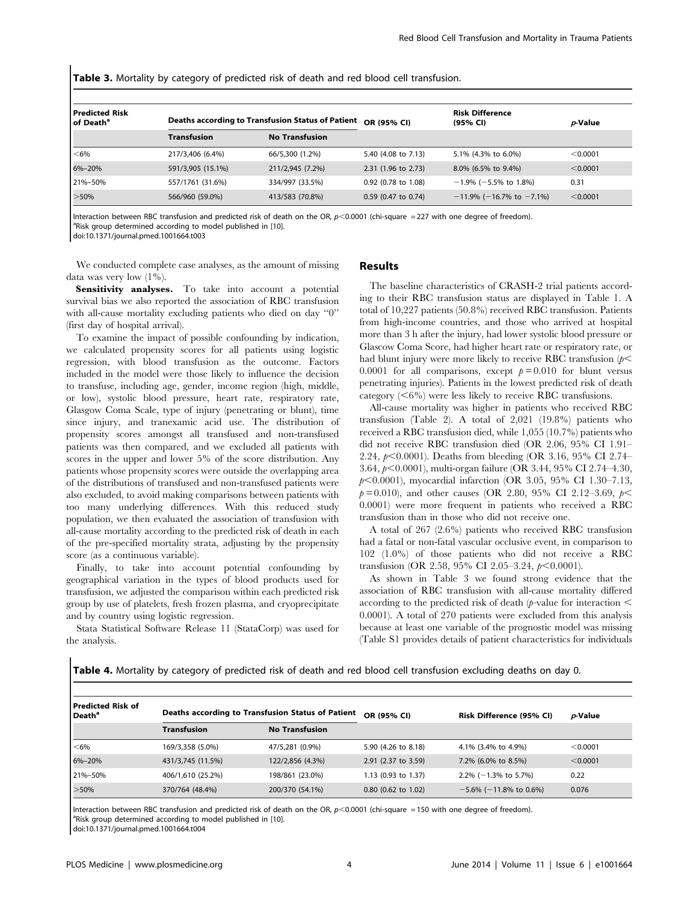**Table 3.** Mortality by category of predicted risk of death and red blood cell transfusion.

| Predicted Risk of Death[a] | Deaths according to Transfusion Status of Patient | | OR (95% CI) | Risk Difference (95% CI) | $p$-Value |
|---|---|---|---|---|---|
| | Transfusion | No Transfusion | | | |
| <6% | 217/3,406 (6.4%) | 66/5,300 (1.2%) | 5.40 (4.08 to 7.13) | 5.1% (4.3% to 6.0%) | <0.0001 |
| 6%–20% | 591/3,905 (15.1%) | 211/2,945 (7.2%) | 2.31 (1.96 to 2.73) | 8.0% (6.5% to 9.4%) | <0.0001 |
| 21%–50% | 557/1761 (31.6%) | 334/997 (33.5%) | 0.92 (0.78 to 1.08) | −1.9% (−5.5% to 1.8%) | 0.31 |
| >50% | 566/960 (59.0%) | 413/583 (70.8%) | 0.59 (0.47 to 0.74) | −11.9% (−16.7% to −7.1%) | <0.0001 |

Interaction between RBC transfusion and predicted risk of death on the OR, $p<0.0001$ (chi-square = 227 with one degree of freedom).
[a]Risk group determined according to model published in [10].
doi:10.1371/journal.pmed.1001664.t003

We conducted complete case analyses, as the amount of missing data was very low (1%).

**Sensitivity analyses.** To take into account a potential survival bias we also reported the association of RBC transfusion with all-cause mortality excluding patients who died on day "0" (first day of hospital arrival).

To examine the impact of possible confounding by indication, we calculated propensity scores for all patients using logistic regression, with blood transfusion as the outcome. Factors included in the model were those likely to influence the decision to transfuse, including age, gender, income region (high, middle, or low), systolic blood pressure, heart rate, respiratory rate, Glasgow Coma Scale, type of injury (penetrating or blunt), time since injury, and tranexamic acid use. The distribution of propensity scores amongst all transfused and non-transfused patients was then compared, and we excluded all patients with scores in the upper and lower 5% of the score distribution. Any patients whose propensity scores were outside the overlapping area of the distributions of transfused and non-transfused patients were also excluded, to avoid making comparisons between patients with too many underlying differences. With this reduced study population, we then evaluated the association of transfusion with all-cause mortality according to the predicted risk of death in each of the pre-specified mortality strata, adjusting by the propensity score (as a continuous variable).

Finally, to take into account potential confounding by geographical variation in the types of blood products used for transfusion, we adjusted the comparison within each predicted risk group by use of platelets, fresh frozen plasma, and cryoprecipitate and by country using logistic regression.

Stata Statistical Software Release 11 (StataCorp) was used for the analysis.

## Results

The baseline characteristics of CRASH-2 trial patients according to their RBC transfusion status are displayed in Table 1. A total of 10,227 patients (50.8%) received RBC transfusion. Patients from high-income countries, and those who arrived at hospital more than 3 h after the injury, had lower systolic blood pressure or Glascow Coma Score, had higher heart rate or respiratory rate, or had blunt injury were more likely to receive RBC transfusion ($p<0.0001$ for all comparisons, except $p=0.010$ for blunt versus penetrating injuries). Patients in the lowest predicted risk of death category (<6%) were less likely to receive RBC transfusions.

All-cause mortality was higher in patients who received RBC transfusion (Table 2). A total of 2,021 (19.8%) patients who received a RBC transfusion died, while 1,055 (10.7%) patients who did not receive RBC transfusion died (OR 2.06, 95% CI 1.91–2.24, $p<0.0001$). Deaths from bleeding (OR 3.16, 95% CI 2.74–3.64, $p<0.0001$), multi-organ failure (OR 3.44, 95% CI 2.74–4.30, $p<0.0001$), myocardial infarction (OR 3.05, 95% CI 1.30–7.13, $p=0.010$), and other causes (OR 2.80, 95% CI 2.12–3.69, $p<0.0001$) were more frequent in patients who received a RBC transfusion than in those who did not receive one.

A total of 267 (2.6%) patients who received RBC transfusion had a fatal or non-fatal vascular occlusive event, in comparison to 102 (1.0%) of those patients who did not receive a RBC transfusion (OR 2.58, 95% CI 2.05–3.24, $p<0.0001$).

As shown in Table 3 we found strong evidence that the association of RBC transfusion with all-cause mortality differed according to the predicted risk of death ($p$-value for interaction $<0.0001$). A total of 270 patients were excluded from this analysis because at least one variable of the prognostic model was missing (Table S1 provides details of patient characteristics for individuals

**Table 4.** Mortality by category of predicted risk of death and red blood cell transfusion excluding deaths on day 0.

| Predicted Risk of Death[a] | Deaths according to Transfusion Status of Patient | | OR (95% CI) | Risk Difference (95% CI) | $p$-Value |
|---|---|---|---|---|---|
| | Transfusion | No Transfusion | | | |
| <6% | 169/3,359 (5.0%) | 47/5,281 (0.9%) | 5.90 (4.26 to 8.18) | 4.1% (3.4% to 4.9%) | <0.0001 |
| 6%–20% | 431/3,745 (11.5%) | 122/2,856 (4.3%) | 2.91 (2.37 to 3.59) | 7.2% (6.0% to 8.5%) | <0.0001 |
| 21%–50% | 406/1,610 (25.2%) | 198/861 (23.0%) | 1.13 (0.93 to 1.37) | 2.2% (−1.3% to 5.7%) | 0.22 |
| >50% | 370/764 (48.4%) | 200/370 (54.1%) | 0.80 (0.62 to 1.02) | −5.6% (−11.8% to 0.6%) | 0.076 |

Interaction between RBC transfusion and predicted risk of death on the OR, $p<0.0001$ (chi-square = 150 with one degree of freedom).
[a]Risk group determined according to model published in [10].
doi:10.1371/journal.pmed.1001664.t004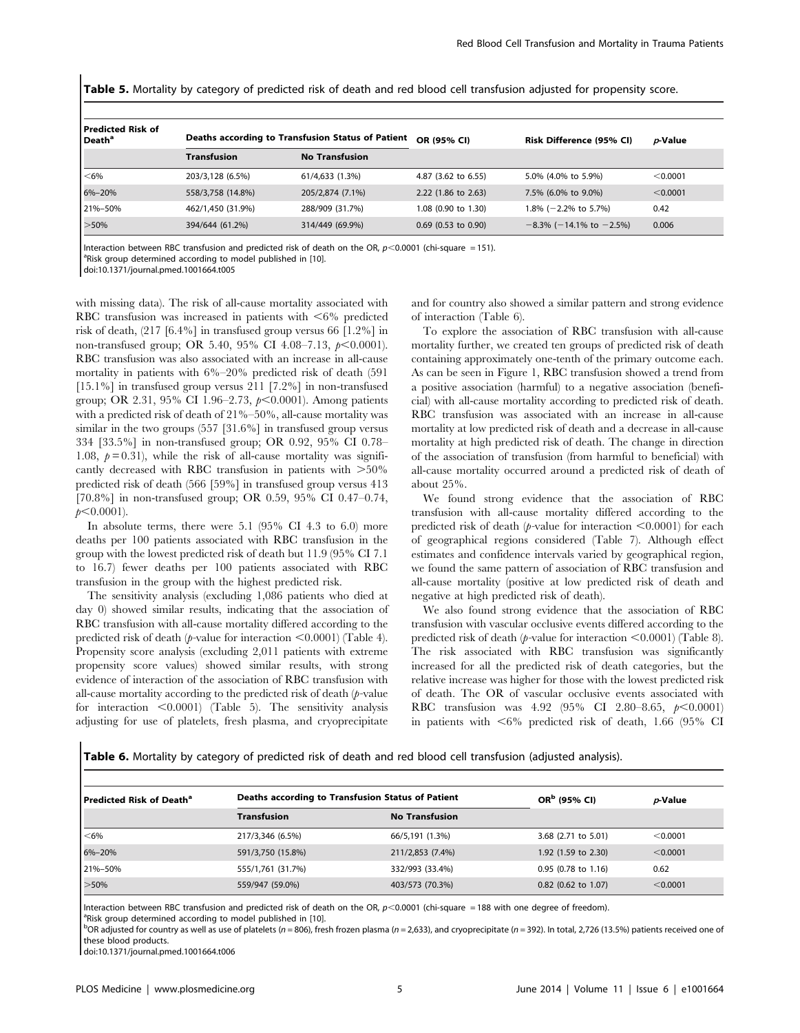**Table 5.** Mortality by category of predicted risk of death and red blood cell transfusion adjusted for propensity score.

| Predicted Risk of Death[a] | Deaths according to Transfusion Status of Patient | | OR (95% CI) | Risk Difference (95% CI) | *p*-Value |
|---|---|---|---|---|---|
| | Transfusion | No Transfusion | | | |
| <6% | 203/3,128 (6.5%) | 61/4,633 (1.3%) | 4.87 (3.62 to 6.55) | 5.0% (4.0% to 5.9%) | <0.0001 |
| 6%–20% | 558/3,758 (14.8%) | 205/2,874 (7.1%) | 2.22 (1.86 to 2.63) | 7.5% (6.0% to 9.0%) | <0.0001 |
| 21%–50% | 462/1,450 (31.9%) | 288/909 (31.7%) | 1.08 (0.90 to 1.30) | 1.8% (−2.2% to 5.7%) | 0.42 |
| >50% | 394/644 (61.2%) | 314/449 (69.9%) | 0.69 (0.53 to 0.90) | −8.3% (−14.1% to −2.5%) | 0.006 |

Interaction between RBC transfusion and predicted risk of death on the OR, $p<0.0001$ (chi-square = 151).
[a]Risk group determined according to model published in [10].
doi:10.1371/journal.pmed.1001664.t005

with missing data). The risk of all-cause mortality associated with RBC transfusion was increased in patients with <6% predicted risk of death, (217 [6.4%] in transfused group versus 66 [1.2%] in non-transfused group; OR 5.40, 95% CI 4.08–7.13, $p<0.0001$). RBC transfusion was also associated with an increase in all-cause mortality in patients with 6%–20% predicted risk of death (591 [15.1%] in transfused group versus 211 [7.2%] in non-transfused group; OR 2.31, 95% CI 1.96–2.73, $p<0.0001$). Among patients with a predicted risk of death of 21%–50%, all-cause mortality was similar in the two groups (557 [31.6%] in transfused group versus 334 [33.5%] in non-transfused group; OR 0.92, 95% CI 0.78–1.08, $p=0.31$), while the risk of all-cause mortality was significantly decreased with RBC transfusion in patients with >50% predicted risk of death (566 [59%] in transfused group versus 413 [70.8%] in non-transfused group; OR 0.59, 95% CI 0.47–0.74, $p<0.0001$).

In absolute terms, there were 5.1 (95% CI 4.3 to 6.0) more deaths per 100 patients associated with RBC transfusion in the group with the lowest predicted risk of death but 11.9 (95% CI 7.1 to 16.7) fewer deaths per 100 patients associated with RBC transfusion in the group with the highest predicted risk.

The sensitivity analysis (excluding 1,086 patients who died at day 0) showed similar results, indicating that the association of RBC transfusion with all-cause mortality differed according to the predicted risk of death ($p$-value for interaction <0.0001) (Table 4). Propensity score analysis (excluding 2,011 patients with extreme propensity score values) showed similar results, with strong evidence of interaction of the association of RBC transfusion with all-cause mortality according to the predicted risk of death ($p$-value for interaction <0.0001) (Table 5). The sensitivity analysis adjusting for use of platelets, fresh plasma, and cryoprecipitate and for country also showed a similar pattern and strong evidence of interaction (Table 6).

To explore the association of RBC transfusion with all-cause mortality further, we created ten groups of predicted risk of death containing approximately one-tenth of the primary outcome each. As can be seen in Figure 1, RBC transfusion showed a trend from a positive association (harmful) to a negative association (beneficial) with all-cause mortality according to predicted risk of death. RBC transfusion was associated with an increase in all-cause mortality at low predicted risk of death and a decrease in all-cause mortality at high predicted risk of death. The change in direction of the association of transfusion (from harmful to beneficial) with all-cause mortality occurred around a predicted risk of death of about 25%.

We found strong evidence that the association of RBC transfusion with all-cause mortality differed according to the predicted risk of death ($p$-value for interaction <0.0001) for each of geographical regions considered (Table 7). Although effect estimates and confidence intervals varied by geographical region, we found the same pattern of association of RBC transfusion and all-cause mortality (positive at low predicted risk of death and negative at high predicted risk of death).

We also found strong evidence that the association of RBC transfusion with vascular occlusive events differed according to the predicted risk of death ($p$-value for interaction <0.0001) (Table 8). The risk associated with RBC transfusion was significantly increased for all the predicted risk of death categories, but the relative increase was higher for those with the lowest predicted risk of death. The OR of vascular occlusive events associated with RBC transfusion was 4.92 (95% CI 2.80–8.65, $p<0.0001$) in patients with <6% predicted risk of death, 1.66 (95% CI

**Table 6.** Mortality by category of predicted risk of death and red blood cell transfusion (adjusted analysis).

| Predicted Risk of Death[a] | Deaths according to Transfusion Status of Patient | | OR[b] (95% CI) | *p*-Value |
|---|---|---|---|---|
| | Transfusion | No Transfusion | | |
| <6% | 217/3,346 (6.5%) | 66/5,191 (1.3%) | 3.68 (2.71 to 5.01) | <0.0001 |
| 6%–20% | 591/3,750 (15.8%) | 211/2,853 (7.4%) | 1.92 (1.59 to 2.30) | <0.0001 |
| 21%–50% | 555/1,761 (31.7%) | 332/993 (33.4%) | 0.95 (0.78 to 1.16) | 0.62 |
| >50% | 559/947 (59.0%) | 403/573 (70.3%) | 0.82 (0.62 to 1.07) | <0.0001 |

Interaction between RBC transfusion and predicted risk of death on the OR, $p<0.0001$ (chi-square = 188 with one degree of freedom).
[a]Risk group determined according to model published in [10].
[b]OR adjusted for country as well as use of platelets ($n=806$), fresh frozen plasma ($n=2,633$), and cryoprecipitate ($n=392$). In total, 2,726 (13.5%) patients received one of these blood products.
doi:10.1371/journal.pmed.1001664.t006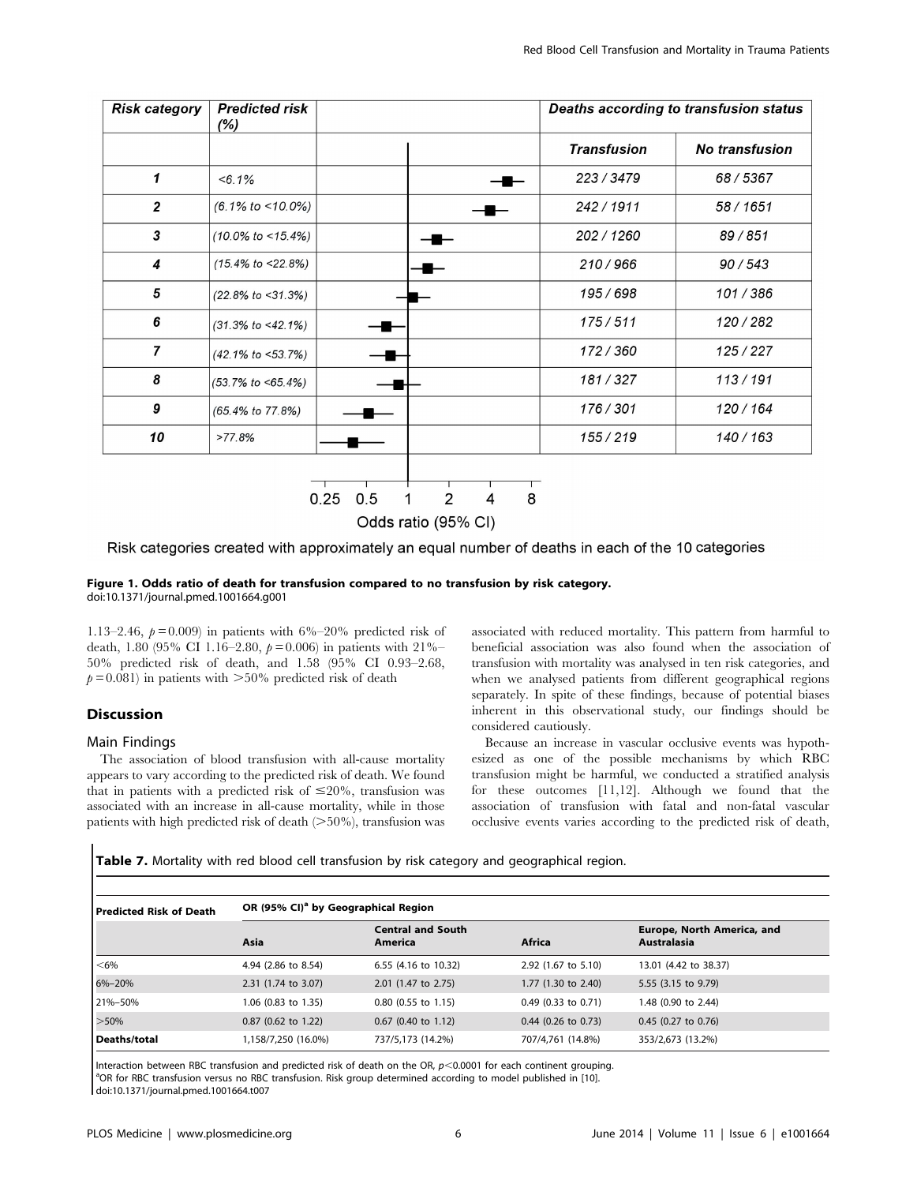| Risk category | Predicted risk (%) | Transfusion | No transfusion |
|---|---|---|---|
| 1 | <6.1% | 223 / 3479 | 68 / 5367 |
| 2 | (6.1% to <10.0%) | 242 / 1911 | 58 / 1651 |
| 3 | (10.0% to <15.4%) | 202 / 1260 | 89 / 851 |
| 4 | (15.4% to <22.8%) | 210 / 966 | 90 / 543 |
| 5 | (22.8% to <31.3%) | 195 / 698 | 101 / 386 |
| 6 | (31.3% to <42.1%) | 175 / 511 | 120 / 282 |
| 7 | (42.1% to <53.7%) | 172 / 360 | 125 / 227 |
| 8 | (53.7% to <65.4%) | 181 / 327 | 113 / 191 |
| 9 | (65.4% to 77.8%) | 176 / 301 | 120 / 164 |
| 10 | >77.8% | 155 / 219 | 140 / 163 |

Deaths according to transfusion status. Odds ratio (95% CI) axis: 0.25, 0.5, 1, 2, 4, 8.

Risk categories created with approximately an equal number of deaths in each of the 10 categories

**Figure 1. Odds ratio of death for transfusion compared to no transfusion by risk category.**
doi:10.1371/journal.pmed.1001664.g001

1.13–2.46, $p = 0.009$) in patients with 6%–20% predicted risk of death, 1.80 (95% CI 1.16–2.80, $p = 0.006$) in patients with 21%–50% predicted risk of death, and 1.58 (95% CI 0.93–2.68, $p = 0.081$) in patients with >50% predicted risk of death

## Discussion

### Main Findings

The association of blood transfusion with all-cause mortality appears to vary according to the predicted risk of death. We found that in patients with a predicted risk of ≤20%, transfusion was associated with an increase in all-cause mortality, while in those patients with high predicted risk of death (>50%), transfusion was associated with reduced mortality. This pattern from harmful to beneficial association was also found when the association of transfusion with mortality was analysed in ten risk categories, and when we analysed patients from different geographical regions separately. In spite of these findings, because of potential biases inherent in this observational study, our findings should be considered cautiously.

Because an increase in vascular occlusive events was hypothesized as one of the possible mechanisms by which RBC transfusion might be harmful, we conducted a stratified analysis for these outcomes [11,12]. Although we found that the association of transfusion with fatal and non-fatal vascular occlusive events varies according to the predicted risk of death,

**Table 7.** Mortality with red blood cell transfusion by risk category and geographical region.

| Predicted Risk of Death | OR (95% CI)[a] by Geographical Region | | | |
|---|---|---|---|---|
| | Asia | Central and South America | Africa | Europe, North America, and Australasia |
| <6% | 4.94 (2.86 to 8.54) | 6.55 (4.16 to 10.32) | 2.92 (1.67 to 5.10) | 13.01 (4.42 to 38.37) |
| 6%–20% | 2.31 (1.74 to 3.07) | 2.01 (1.47 to 2.75) | 1.77 (1.30 to 2.40) | 5.55 (3.15 to 9.79) |
| 21%–50% | 1.06 (0.83 to 1.35) | 0.80 (0.55 to 1.15) | 0.49 (0.33 to 0.71) | 1.48 (0.90 to 2.44) |
| >50% | 0.87 (0.62 to 1.22) | 0.67 (0.40 to 1.12) | 0.44 (0.26 to 0.73) | 0.45 (0.27 to 0.76) |
| Deaths/total | 1,158/7,250 (16.0%) | 737/5,173 (14.2%) | 707/4,761 (14.8%) | 353/2,673 (13.2%) |

Interaction between RBC transfusion and predicted risk of death on the OR, $p < 0.0001$ for each continent grouping.
[a]OR for RBC transfusion versus no RBC transfusion. Risk group determined according to model published in [10].
doi:10.1371/journal.pmed.1001664.t007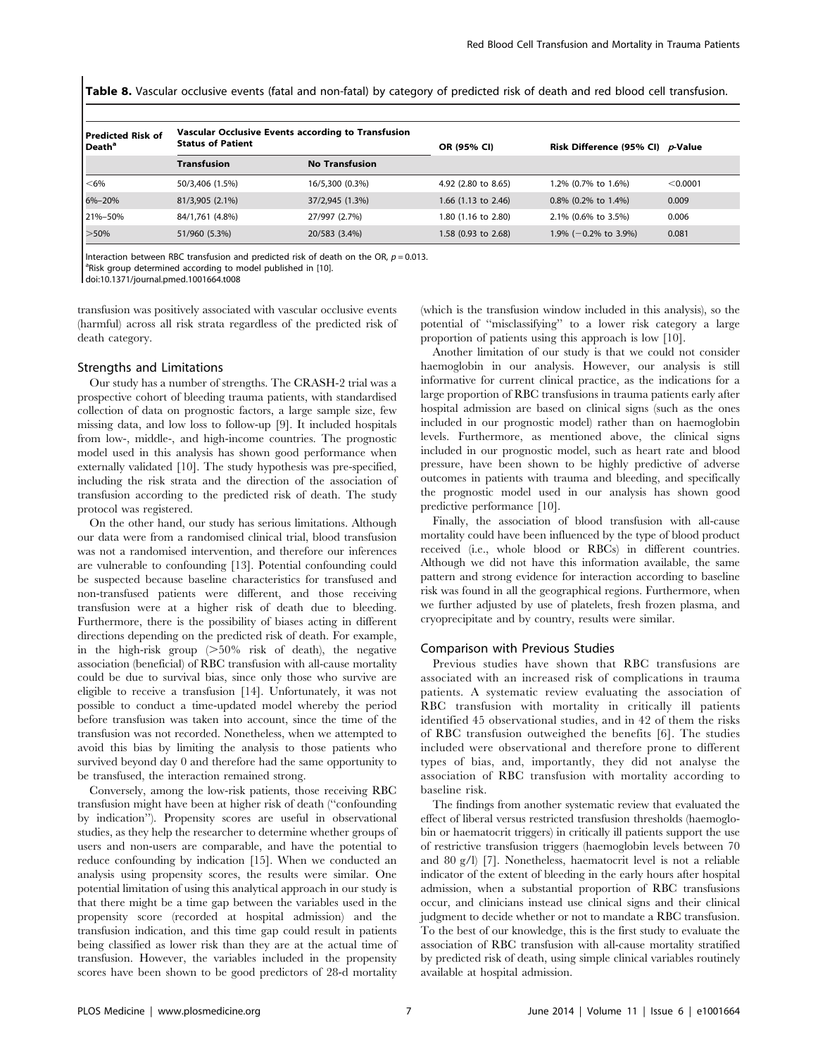**Table 8.** Vascular occlusive events (fatal and non-fatal) by category of predicted risk of death and red blood cell transfusion.

| Predicted Risk of Death[a] | Vascular Occlusive Events according to Transfusion Status of Patient | | OR (95% CI) | Risk Difference (95% CI) | *p*-Value |
|---|---|---|---|---|---|
| | Transfusion | No Transfusion | | | |
| <6% | 50/3,406 (1.5%) | 16/5,300 (0.3%) | 4.92 (2.80 to 8.65) | 1.2% (0.7% to 1.6%) | <0.0001 |
| 6%–20% | 81/3,905 (2.1%) | 37/2,945 (1.3%) | 1.66 (1.13 to 2.46) | 0.8% (0.2% to 1.4%) | 0.009 |
| 21%–50% | 84/1,761 (4.8%) | 27/997 (2.7%) | 1.80 (1.16 to 2.80) | 2.1% (0.6% to 3.5%) | 0.006 |
| >50% | 51/960 (5.3%) | 20/583 (3.4%) | 1.58 (0.93 to 2.68) | 1.9% (−0.2% to 3.9%) | 0.081 |

Interaction between RBC transfusion and predicted risk of death on the OR, $p = 0.013$.
[a]Risk group determined according to model published in [10].
doi:10.1371/journal.pmed.1001664.t008

transfusion was positively associated with vascular occlusive events (harmful) across all risk strata regardless of the predicted risk of death category.

### Strengths and Limitations

Our study has a number of strengths. The CRASH-2 trial was a prospective cohort of bleeding trauma patients, with standardised collection of data on prognostic factors, a large sample size, few missing data, and low loss to follow-up [9]. It included hospitals from low-, middle-, and high-income countries. The prognostic model used in this analysis has shown good performance when externally validated [10]. The study hypothesis was pre-specified, including the risk strata and the direction of the association of transfusion according to the predicted risk of death. The study protocol was registered.

On the other hand, our study has serious limitations. Although our data were from a randomised clinical trial, blood transfusion was not a randomised intervention, and therefore our inferences are vulnerable to confounding [13]. Potential confounding could be suspected because baseline characteristics for transfused and non-transfused patients were different, and those receiving transfusion were at a higher risk of death due to bleeding. Furthermore, there is the possibility of biases acting in different directions depending on the predicted risk of death. For example, in the high-risk group (>50% risk of death), the negative association (beneficial) of RBC transfusion with all-cause mortality could be due to survival bias, since only those who survive are eligible to receive a transfusion [14]. Unfortunately, it was not possible to conduct a time-updated model whereby the period before transfusion was taken into account, since the time of the transfusion was not recorded. Nonetheless, when we attempted to avoid this bias by limiting the analysis to those patients who survived beyond day 0 and therefore had the same opportunity to be transfused, the interaction remained strong.

Conversely, among the low-risk patients, those receiving RBC transfusion might have been at higher risk of death ("confounding by indication"). Propensity scores are useful in observational studies, as they help the researcher to determine whether groups of users and non-users are comparable, and have the potential to reduce confounding by indication [15]. When we conducted an analysis using propensity scores, the results were similar. One potential limitation of using this analytical approach in our study is that there might be a time gap between the variables used in the propensity score (recorded at hospital admission) and the transfusion indication, and this time gap could result in patients being classified as lower risk than they are at the actual time of transfusion. However, the variables included in the propensity scores have been shown to be good predictors of 28-d mortality (which is the transfusion window included in this analysis), so the potential of "misclassifying" to a lower risk category a large proportion of patients using this approach is low [10].

Another limitation of our study is that we could not consider haemoglobin in our analysis. However, our analysis is still informative for current clinical practice, as the indications for a large proportion of RBC transfusions in trauma patients early after hospital admission are based on clinical signs (such as the ones included in our prognostic model) rather than on haemoglobin levels. Furthermore, as mentioned above, the clinical signs included in our prognostic model, such as heart rate and blood pressure, have been shown to be highly predictive of adverse outcomes in patients with trauma and bleeding, and specifically the prognostic model used in our analysis has shown good predictive performance [10].

Finally, the association of blood transfusion with all-cause mortality could have been influenced by the type of blood product received (i.e., whole blood or RBCs) in different countries. Although we did not have this information available, the same pattern and strong evidence for interaction according to baseline risk was found in all the geographical regions. Furthermore, when we further adjusted by use of platelets, fresh frozen plasma, and cryoprecipitate and by country, results were similar.

### Comparison with Previous Studies

Previous studies have shown that RBC transfusions are associated with an increased risk of complications in trauma patients. A systematic review evaluating the association of RBC transfusion with mortality in critically ill patients identified 45 observational studies, and in 42 of them the risks of RBC transfusion outweighed the benefits [6]. The studies included were observational and therefore prone to different types of bias, and, importantly, they did not analyse the association of RBC transfusion with mortality according to baseline risk.

The findings from another systematic review that evaluated the effect of liberal versus restricted transfusion thresholds (haemoglobin or haematocrit triggers) in critically ill patients support the use of restrictive transfusion triggers (haemoglobin levels between 70 and 80 g/l) [7]. Nonetheless, haematocrit level is not a reliable indicator of the extent of bleeding in the early hours after hospital admission, when a substantial proportion of RBC transfusions occur, and clinicians instead use clinical signs and their clinical judgment to decide whether or not to mandate a RBC transfusion. To the best of our knowledge, this is the first study to evaluate the association of RBC transfusion with all-cause mortality stratified by predicted risk of death, using simple clinical variables routinely available at hospital admission.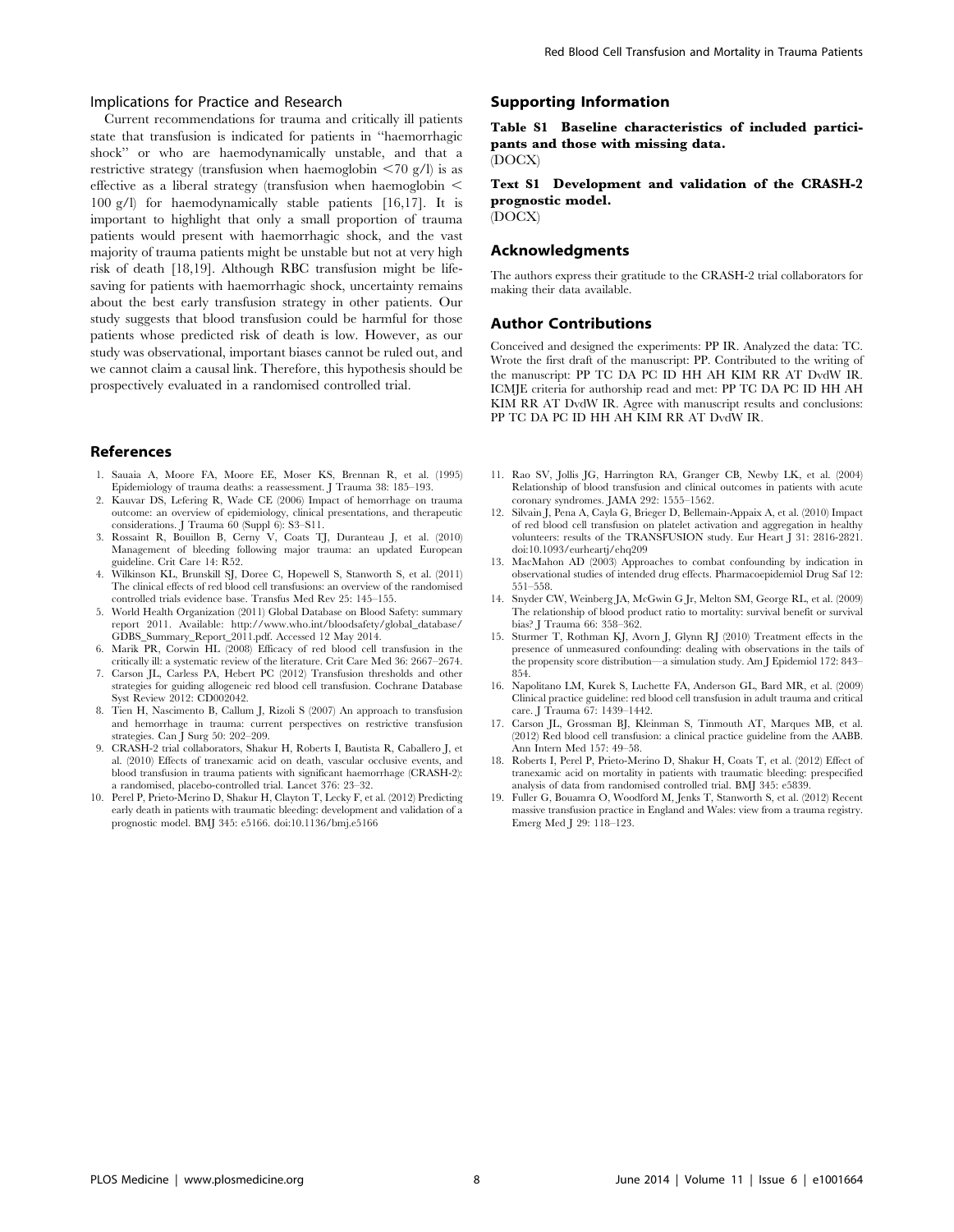### Implications for Practice and Research

Current recommendations for trauma and critically ill patients state that transfusion is indicated for patients in "haemorrhagic shock" or who are haemodynamically unstable, and that a restrictive strategy (transfusion when haemoglobin $<70$ g/l) is as effective as a liberal strategy (transfusion when haemoglobin $<$ 100 g/l) for haemodynamically stable patients [16,17]. It is important to highlight that only a small proportion of trauma patients would present with haemorrhagic shock, and the vast majority of trauma patients might be unstable but not at very high risk of death [18,19]. Although RBC transfusion might be life-saving for patients with haemorrhagic shock, uncertainty remains about the best early transfusion strategy in other patients. Our study suggests that blood transfusion could be harmful for those patients whose predicted risk of death is low. However, as our study was observational, important biases cannot be ruled out, and we cannot claim a causal link. Therefore, this hypothesis should be prospectively evaluated in a randomised controlled trial.

## Supporting Information

**Table S1 Baseline characteristics of included participants and those with missing data.**
(DOCX)

**Text S1 Development and validation of the CRASH-2 prognostic model.**
(DOCX)

## Acknowledgments

The authors express their gratitude to the CRASH-2 trial collaborators for making their data available.

## Author Contributions

Conceived and designed the experiments: PP IR. Analyzed the data: TC. Wrote the first draft of the manuscript: PP. Contributed to the writing of the manuscript: PP TC DA PC ID HH AH KIM RR AT DvdW IR. ICMJE criteria for authorship read and met: PP TC DA PC ID HH AH KIM RR AT DvdW IR. Agree with manuscript results and conclusions: PP TC DA PC ID HH AH KIM RR AT DvdW IR.

## References

1. Sauaia A, Moore FA, Moore EE, Moser KS, Brennan R, et al. (1995) Epidemiology of trauma deaths: a reassessment. J Trauma 38: 185–193.
2. Kauvar DS, Lefering R, Wade CE (2006) Impact of hemorrhage on trauma outcome: an overview of epidemiology, clinical presentations, and therapeutic considerations. J Trauma 60 (Suppl 6): S3–S11.
3. Rossaint R, Bouillon B, Cerny V, Coats TJ, Duranteau J, et al. (2010) Management of bleeding following major trauma: an updated European guideline. Crit Care 14: R52.
4. Wilkinson KL, Brunskill SJ, Doree C, Hopewell S, Stanworth S, et al. (2011) The clinical effects of red blood cell transfusions: an overview of the randomised controlled trials evidence base. Transfus Med Rev 25: 145–155.
5. World Health Organization (2011) Global Database on Blood Safety: summary report 2011. Available: http://www.who.int/bloodsafety/global_database/GDBS_Summary_Report_2011.pdf. Accessed 12 May 2014.
6. Marik PR, Corwin HL (2008) Efficacy of red blood cell transfusion in the critically ill: a systematic review of the literature. Crit Care Med 36: 2667–2674.
7. Carson JL, Carless PA, Hebert PC (2012) Transfusion thresholds and other strategies for guiding allogeneic red blood cell transfusion. Cochrane Database Syst Review 2012: CD002042.
8. Tien H, Nascimento B, Callum J, Rizoli S (2007) An approach to transfusion and hemorrhage in trauma: current perspectives on restrictive transfusion strategies. Can J Surg 50: 202–209.
9. CRASH-2 trial collaborators, Shakur H, Roberts I, Bautista R, Caballero J, et al. (2010) Effects of tranexamic acid on death, vascular occlusive events, and blood transfusion in trauma patients with significant haemorrhage (CRASH-2): a randomised, placebo-controlled trial. Lancet 376: 23–32.
10. Perel P, Prieto-Merino D, Shakur H, Clayton T, Lecky F, et al. (2012) Predicting early death in patients with traumatic bleeding: development and validation of a prognostic model. BMJ 345: e5166. doi:10.1136/bmj.e5166
11. Rao SV, Jollis JG, Harrington RA, Granger CB, Newby LK, et al. (2004) Relationship of blood transfusion and clinical outcomes in patients with acute coronary syndromes. JAMA 292: 1555–1562.
12. Silvain J, Pena A, Cayla G, Brieger D, Bellemain-Appaix A, et al. (2010) Impact of red blood cell transfusion on platelet activation and aggregation in healthy volunteers: results of the TRANSFUSION study. Eur Heart J 31: 2816-2821. doi:10.1093/eurheartj/ehq209
13. MacMahon AD (2003) Approaches to combat confounding by indication in observational studies of intended drug effects. Pharmacoepidemiol Drug Saf 12: 551–558.
14. Snyder CW, Weinberg JA, McGwin G Jr, Melton SM, George RL, et al. (2009) The relationship of blood product ratio to mortality: survival benefit or survival bias? J Trauma 66: 358–362.
15. Sturmer T, Rothman KJ, Avorn J, Glynn RJ (2010) Treatment effects in the presence of unmeasured confounding: dealing with observations in the tails of the propensity score distribution—a simulation study. Am J Epidemiol 172: 843–854.
16. Napolitano LM, Kurek S, Luchette FA, Anderson GL, Bard MR, et al. (2009) Clinical practice guideline: red blood cell transfusion in adult trauma and critical care. J Trauma 67: 1439–1442.
17. Carson JL, Grossman BJ, Kleinman S, Tinmouth AT, Marques MB, et al. (2012) Red blood cell transfusion: a clinical practice guideline from the AABB. Ann Intern Med 157: 49–58.
18. Roberts I, Perel P, Prieto-Merino D, Shakur H, Coats T, et al. (2012) Effect of tranexamic acid on mortality in patients with traumatic bleeding: prespecified analysis of data from randomised controlled trial. BMJ 345: e5839.
19. Fuller G, Bouamra O, Woodford M, Jenks T, Stanworth S, et al. (2012) Recent massive transfusion practice in England and Wales: view from a trauma registry. Emerg Med J 29: 118–123.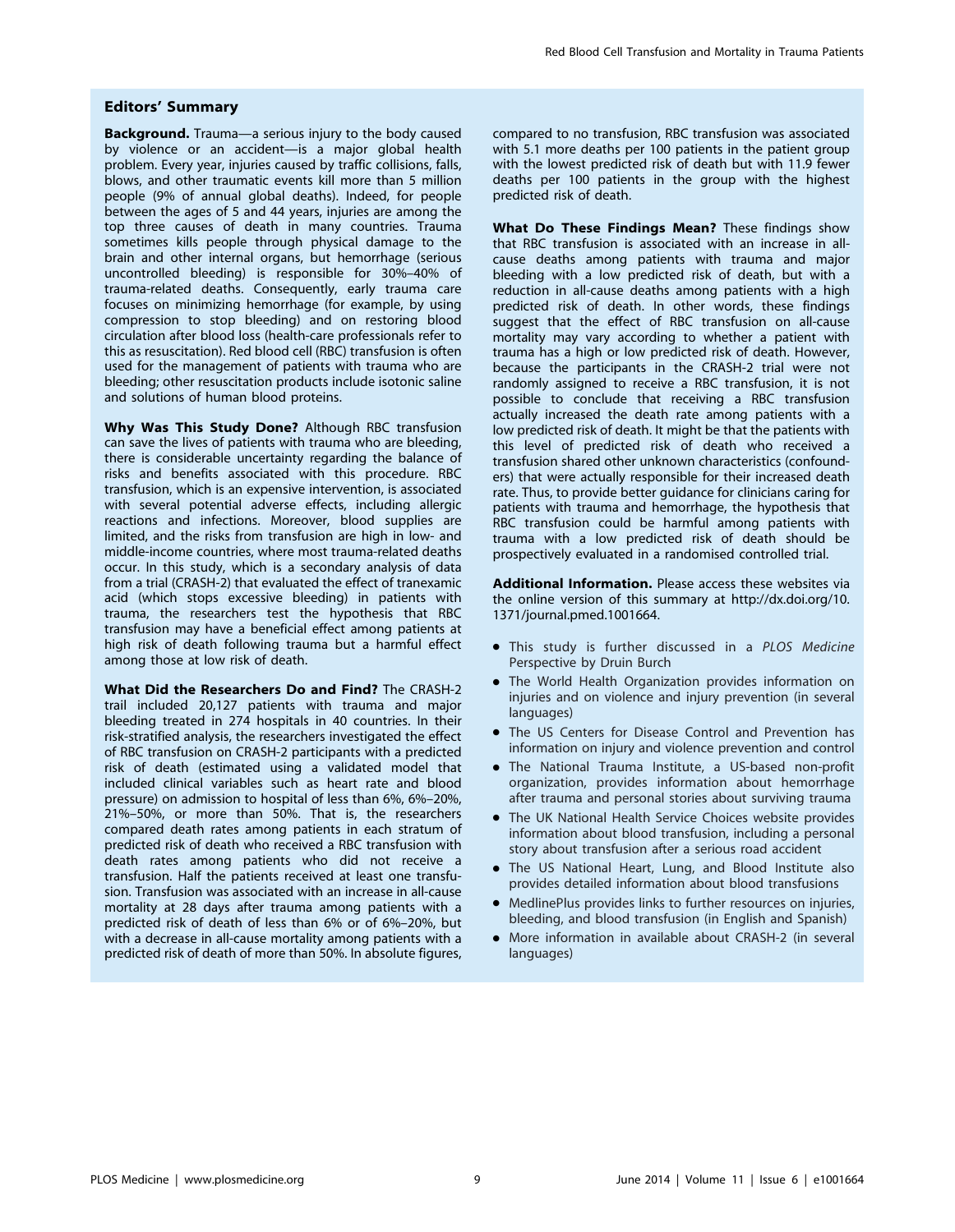## Editors' Summary

**Background.** Trauma—a serious injury to the body caused by violence or an accident—is a major global health problem. Every year, injuries caused by traffic collisions, falls, blows, and other traumatic events kill more than 5 million people (9% of annual global deaths). Indeed, for people between the ages of 5 and 44 years, injuries are among the top three causes of death in many countries. Trauma sometimes kills people through physical damage to the brain and other internal organs, but hemorrhage (serious uncontrolled bleeding) is responsible for 30%–40% of trauma-related deaths. Consequently, early trauma care focuses on minimizing hemorrhage (for example, by using compression to stop bleeding) and on restoring blood circulation after blood loss (health-care professionals refer to this as resuscitation). Red blood cell (RBC) transfusion is often used for the management of patients with trauma who are bleeding; other resuscitation products include isotonic saline and solutions of human blood proteins.

**Why Was This Study Done?** Although RBC transfusion can save the lives of patients with trauma who are bleeding, there is considerable uncertainty regarding the balance of risks and benefits associated with this procedure. RBC transfusion, which is an expensive intervention, is associated with several potential adverse effects, including allergic reactions and infections. Moreover, blood supplies are limited, and the risks from transfusion are high in low- and middle-income countries, where most trauma-related deaths occur. In this study, which is a secondary analysis of data from a trial (CRASH-2) that evaluated the effect of tranexamic acid (which stops excessive bleeding) in patients with trauma, the researchers test the hypothesis that RBC transfusion may have a beneficial effect among patients at high risk of death following trauma but a harmful effect among those at low risk of death.

**What Did the Researchers Do and Find?** The CRASH-2 trail included 20,127 patients with trauma and major bleeding treated in 274 hospitals in 40 countries. In their risk-stratified analysis, the researchers investigated the effect of RBC transfusion on CRASH-2 participants with a predicted risk of death (estimated using a validated model that included clinical variables such as heart rate and blood pressure) on admission to hospital of less than 6%, 6%–20%, 21%–50%, or more than 50%. That is, the researchers compared death rates among patients in each stratum of predicted risk of death who received a RBC transfusion with death rates among patients who did not receive a transfusion. Half the patients received at least one transfusion. Transfusion was associated with an increase in all-cause mortality at 28 days after trauma among patients with a predicted risk of death of less than 6% or of 6%–20%, but with a decrease in all-cause mortality among patients with a predicted risk of death of more than 50%. In absolute figures, compared to no transfusion, RBC transfusion was associated with 5.1 more deaths per 100 patients in the patient group with the lowest predicted risk of death but with 11.9 fewer deaths per 100 patients in the group with the highest predicted risk of death.

**What Do These Findings Mean?** These findings show that RBC transfusion is associated with an increase in all-cause deaths among patients with trauma and major bleeding with a low predicted risk of death, but with a reduction in all-cause deaths among patients with a high predicted risk of death. In other words, these findings suggest that the effect of RBC transfusion on all-cause mortality may vary according to whether a patient with trauma has a high or low predicted risk of death. However, because the participants in the CRASH-2 trial were not randomly assigned to receive a RBC transfusion, it is not possible to conclude that receiving a RBC transfusion actually increased the death rate among patients with a low predicted risk of death. It might be that the patients with this level of predicted risk of death who received a transfusion shared other unknown characteristics (confounders) that were actually responsible for their increased death rate. Thus, to provide better guidance for clinicians caring for patients with trauma and hemorrhage, the hypothesis that RBC transfusion could be harmful among patients with trauma with a low predicted risk of death should be prospectively evaluated in a randomised controlled trial.

**Additional Information.** Please access these websites via the online version of this summary at http://dx.doi.org/10.1371/journal.pmed.1001664.

- This study is further discussed in a *PLOS Medicine* Perspective by Druin Burch
- The World Health Organization provides information on injuries and on violence and injury prevention (in several languages)
- The US Centers for Disease Control and Prevention has information on injury and violence prevention and control
- The National Trauma Institute, a US-based non-profit organization, provides information about hemorrhage after trauma and personal stories about surviving trauma
- The UK National Health Service Choices website provides information about blood transfusion, including a personal story about transfusion after a serious road accident
- The US National Heart, Lung, and Blood Institute also provides detailed information about blood transfusions
- MedlinePlus provides links to further resources on injuries, bleeding, and blood transfusion (in English and Spanish)
- More information in available about CRASH-2 (in several languages)